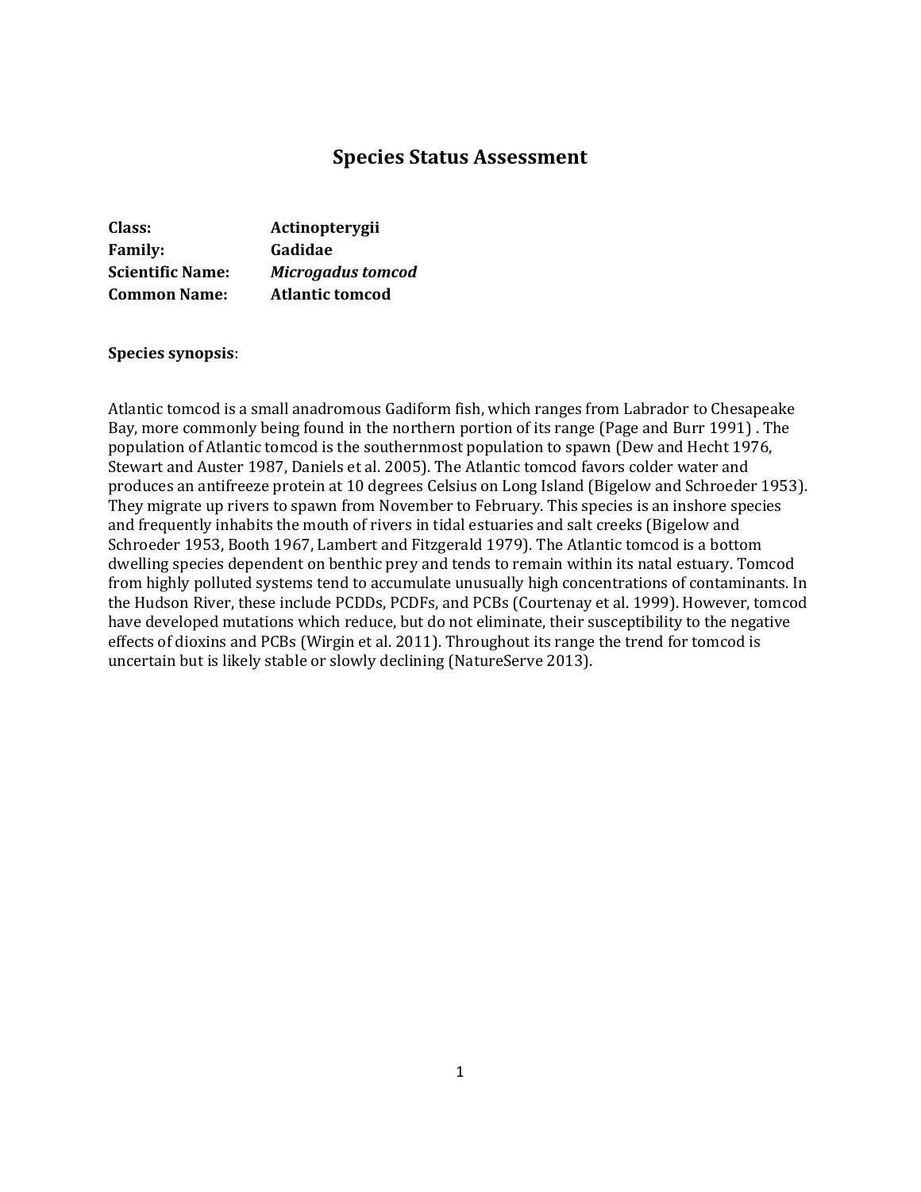# Species Status Assessment

**Class:** **Actinopterygii**
**Family:** **Gadidae**
**Scientific Name:** ***Microgadus tomcod***
**Common Name:** **Atlantic tomcod**

**Species synopsis**:

Atlantic tomcod is a small anadromous Gadiform fish, which ranges from Labrador to Chesapeake Bay, more commonly being found in the northern portion of its range (Page and Burr 1991) . The population of Atlantic tomcod is the southernmost population to spawn (Dew and Hecht 1976, Stewart and Auster 1987, Daniels et al. 2005). The Atlantic tomcod favors colder water and produces an antifreeze protein at 10 degrees Celsius on Long Island (Bigelow and Schroeder 1953). They migrate up rivers to spawn from November to February. This species is an inshore species and frequently inhabits the mouth of rivers in tidal estuaries and salt creeks (Bigelow and Schroeder 1953, Booth 1967, Lambert and Fitzgerald 1979). The Atlantic tomcod is a bottom dwelling species dependent on benthic prey and tends to remain within its natal estuary. Tomcod from highly polluted systems tend to accumulate unusually high concentrations of contaminants. In the Hudson River, these include PCDDs, PCDFs, and PCBs (Courtenay et al. 1999). However, tomcod have developed mutations which reduce, but do not eliminate, their susceptibility to the negative effects of dioxins and PCBs (Wirgin et al. 2011). Throughout its range the trend for tomcod is uncertain but is likely stable or slowly declining (NatureServe 2013).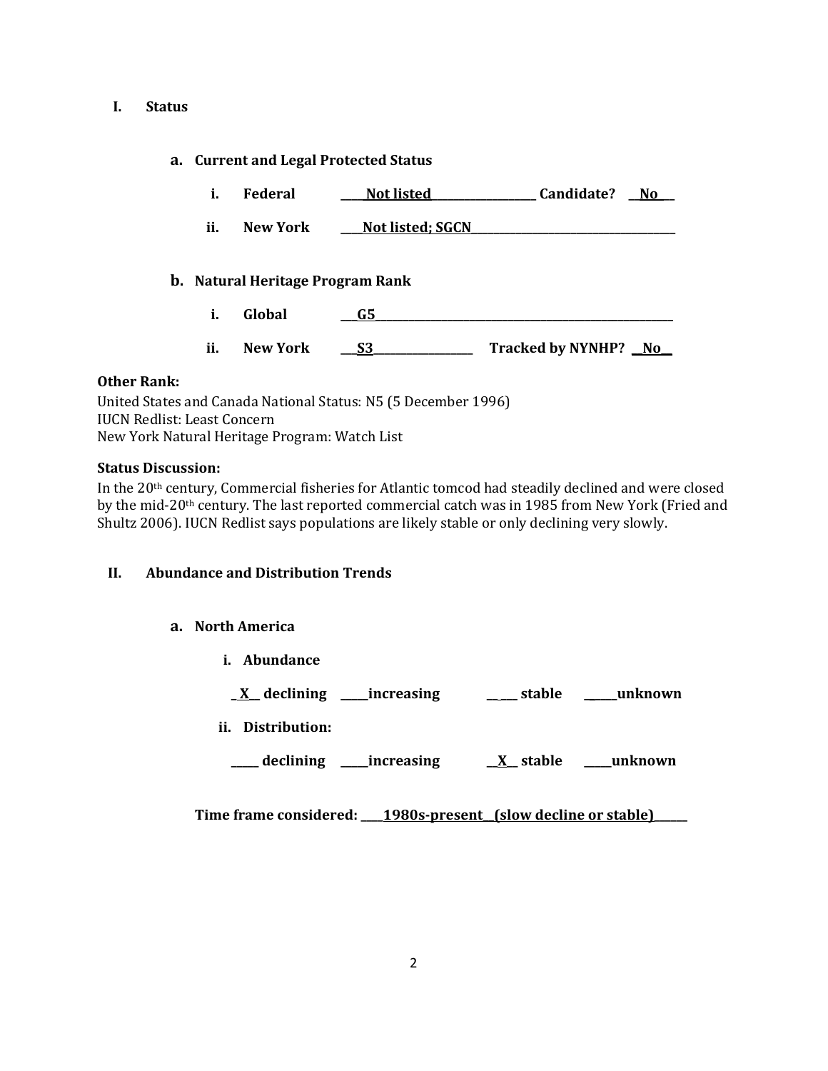## I. Status

### a. Current and Legal Protected Status

i. **Federal** ____Not listed____ **Candidate?** __No__

ii. **New York** ____Not listed; SGCN____

### b. Natural Heritage Program Rank

i. **Global** ___G5___

ii. **New York** ___S3___ **Tracked by NYNHP?** __No__

**Other Rank:**

United States and Canada National Status: N5 (5 December 1996)
IUCN Redlist: Least Concern
New York Natural Heritage Program: Watch List

**Status Discussion:**

In the 20th century, Commercial fisheries for Atlantic tomcod had steadily declined and were closed by the mid-20th century. The last reported commercial catch was in 1985 from New York (Fried and Shultz 2006). IUCN Redlist says populations are likely stable or only declining very slowly.

## II. Abundance and Distribution Trends

### a. North America

i. **Abundance**

_X_ declining ____increasing ____ stable ____unknown

ii. **Distribution:**

____ declining ____increasing _X_ stable ____unknown

**Time frame considered: ____1980s-present__(slow decline or stable)____**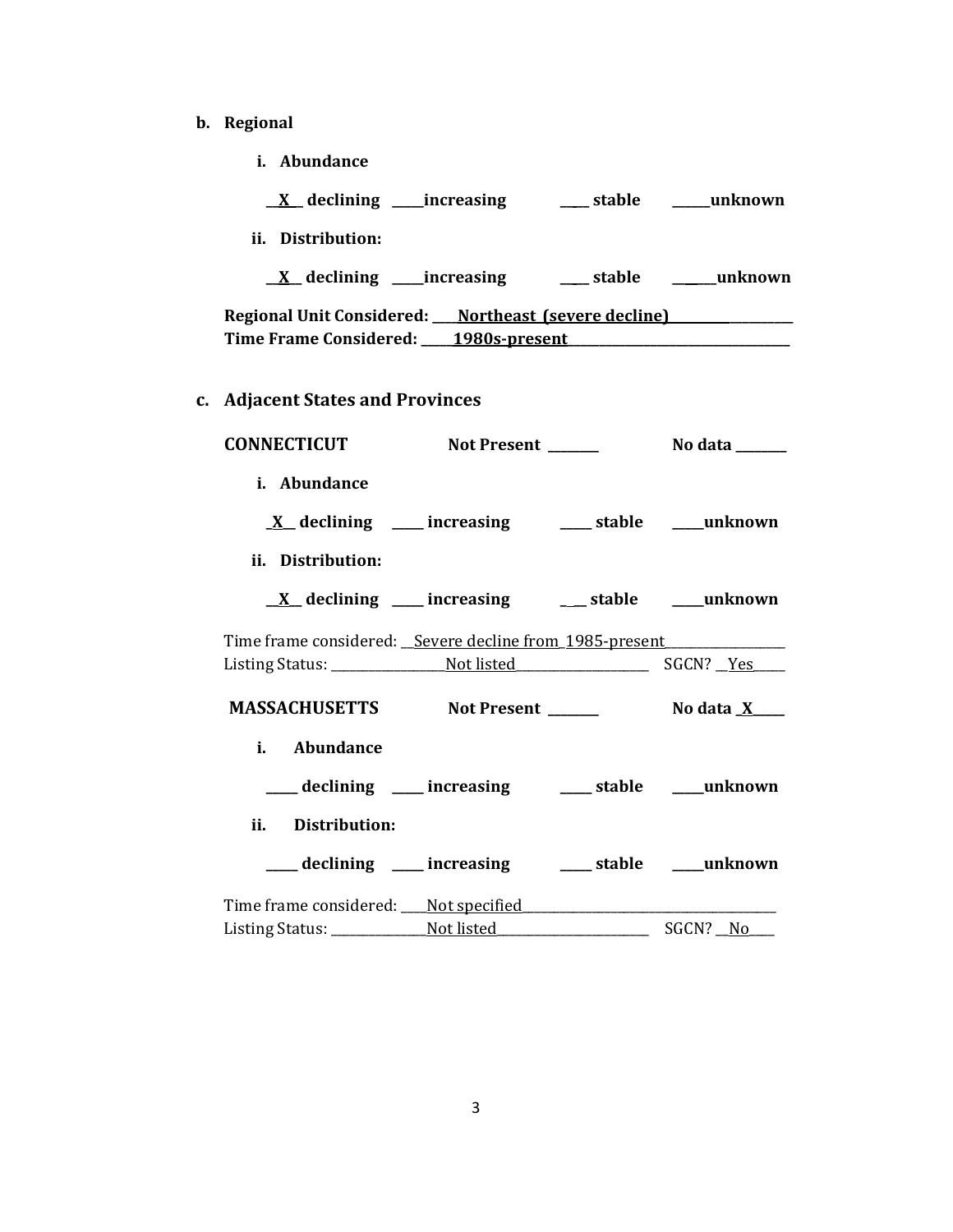**b. Regional**

**i. Abundance**

**\_\_X\_\_ declining \_\_\_\_\_increasing \_\_\_\_ stable \_\_\_\_\_\_unknown**

**ii. Distribution:**

**\_\_X\_\_ declining \_\_\_\_\_increasing \_\_\_\_ stable \_\_\_\_\_\_unknown**

**Regional Unit Considered: \_\_\_\_Northeast (severe decline)\_\_\_\_\_\_\_\_\_\_**
**Time Frame Considered: \_\_\_\_\_1980s-present\_\_\_\_\_\_\_\_\_\_\_\_\_\_\_\_\_\_\_\_**

**c. Adjacent States and Provinces**

**CONNECTICUT Not Present \_\_\_\_\_\_\_\_ No data \_\_\_\_\_\_\_\_**

**i. Abundance**

**\_X\_\_ declining \_\_\_\_\_ increasing \_\_\_\_\_ stable \_\_\_\_\_unknown**

**ii. Distribution:**

**\_\_X\_\_ declining \_\_\_\_\_ increasing \_\_\_ stable \_\_\_\_\_unknown**

Time frame considered: \_\_Severe decline from 1985-present\_\_\_\_\_\_\_\_\_\_\_\_\_\_\_\_\_\_
Listing Status: \_\_\_\_\_\_\_\_\_\_\_\_\_\_\_\_\_Not listed\_\_\_\_\_\_\_\_\_\_\_\_\_\_\_\_\_\_\_\_ SGCN? \_\_Yes\_\_\_\_\_

**MASSACHUSETTS Not Present \_\_\_\_\_\_\_\_ No data \_X\_\_\_\_\_**

**i. Abundance**

**\_\_\_\_\_ declining \_\_\_\_\_ increasing \_\_\_\_\_ stable \_\_\_\_\_unknown**

**ii. Distribution:**

**\_\_\_\_\_ declining \_\_\_\_\_ increasing \_\_\_\_\_ stable \_\_\_\_\_unknown**

Time frame considered: \_\_\_\_Not specified\_\_\_\_\_\_\_\_\_\_\_\_\_\_\_\_\_\_\_\_\_\_\_\_\_\_\_\_\_\_\_\_\_\_\_\_\_\_\_
Listing Status: \_\_\_\_\_\_\_\_\_\_\_\_\_\_\_Not listed\_\_\_\_\_\_\_\_\_\_\_\_\_\_\_\_\_\_\_\_\_\_\_\_ SGCN? \_\_No\_\_\_\_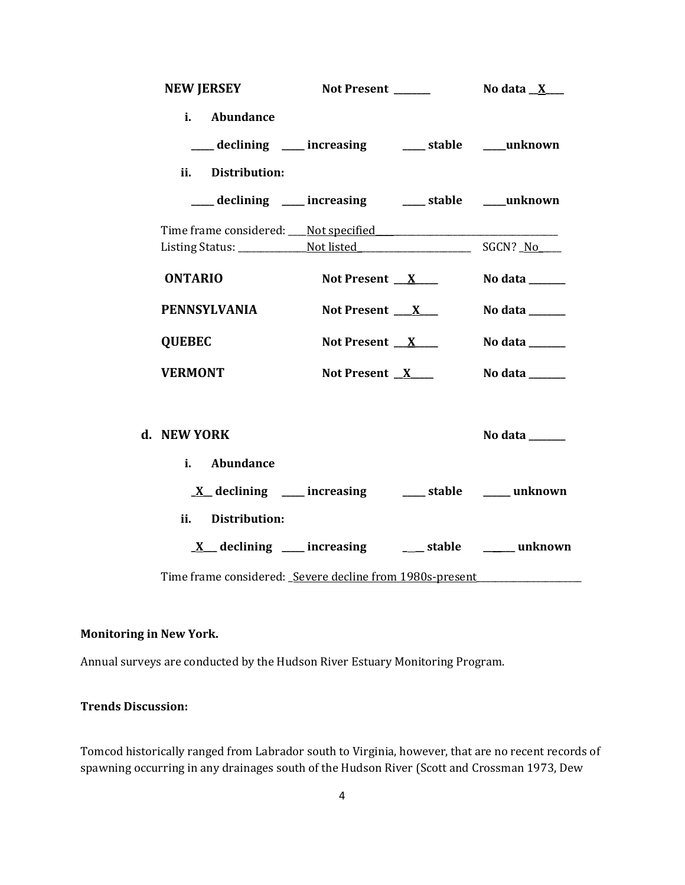**NEW JERSEY** Not Present ________ No data __X____

i. **Abundance**

_____ declining _____ increasing _____ stable _____unknown

ii. **Distribution:**

_____ declining _____ increasing _____ stable _____unknown

Time frame considered: ____Not specified____________________________________________

Listing Status: _______________Not listed__________________________ SGCN? _No_____

**ONTARIO** Not Present ___X_____ No data ________

**PENNSYLVANIA** Not Present ____X____ No data ________

**QUEBEC** Not Present ___X_____ No data ________

**VERMONT** Not Present __X_____ No data ________

**d. NEW YORK** No data ________

i. **Abundance**

_X__ declining _____ increasing _____ stable ______ unknown

ii. **Distribution:**

_X___ declining _____ increasing ____ stable _______ unknown

Time frame considered: _Severe decline from 1980s-present________________________

**Monitoring in New York.**

Annual surveys are conducted by the Hudson River Estuary Monitoring Program.

**Trends Discussion:**

Tomcod historically ranged from Labrador south to Virginia, however, that are no recent records of spawning occurring in any drainages south of the Hudson River (Scott and Crossman 1973, Dew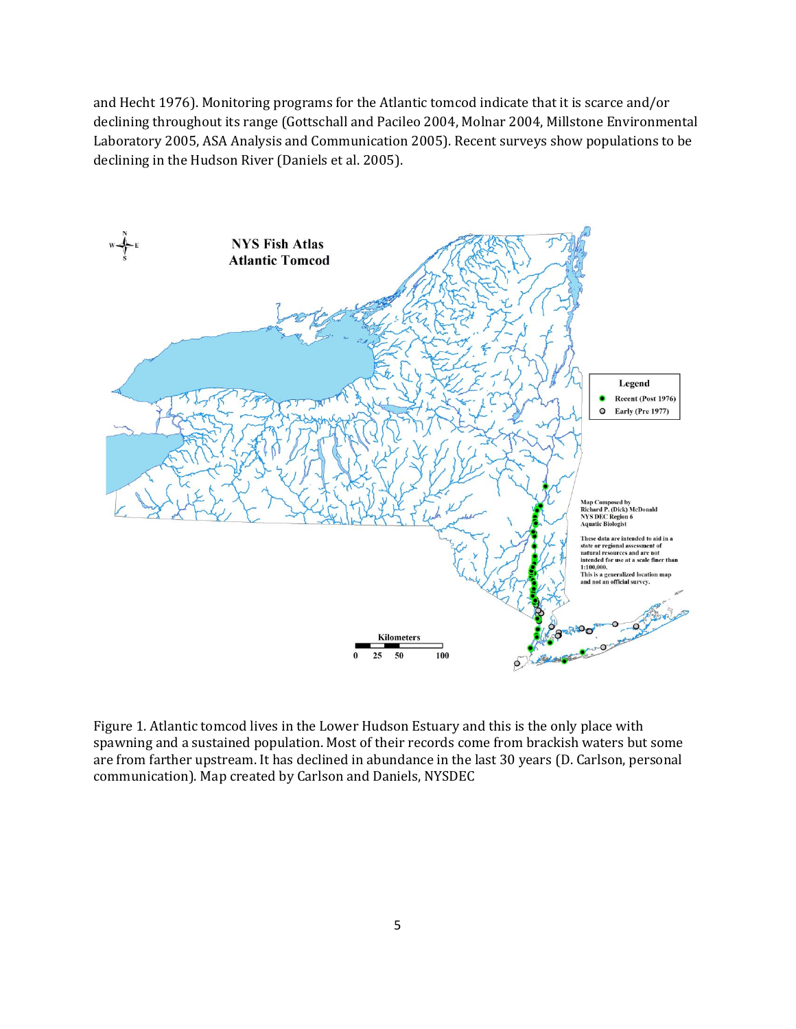and Hecht 1976). Monitoring programs for the Atlantic tomcod indicate that it is scarce and/or declining throughout its range (Gottschall and Pacileo 2004, Molnar 2004, Millstone Environmental Laboratory 2005, ASA Analysis and Communication 2005). Recent surveys show populations to be declining in the Hudson River (Daniels et al. 2005).

Figure 1. Atlantic tomcod lives in the Lower Hudson Estuary and this is the only place with spawning and a sustained population. Most of their records come from brackish waters but some are from farther upstream. It has declined in abundance in the last 30 years (D. Carlson, personal communication). Map created by Carlson and Daniels, NYSDEC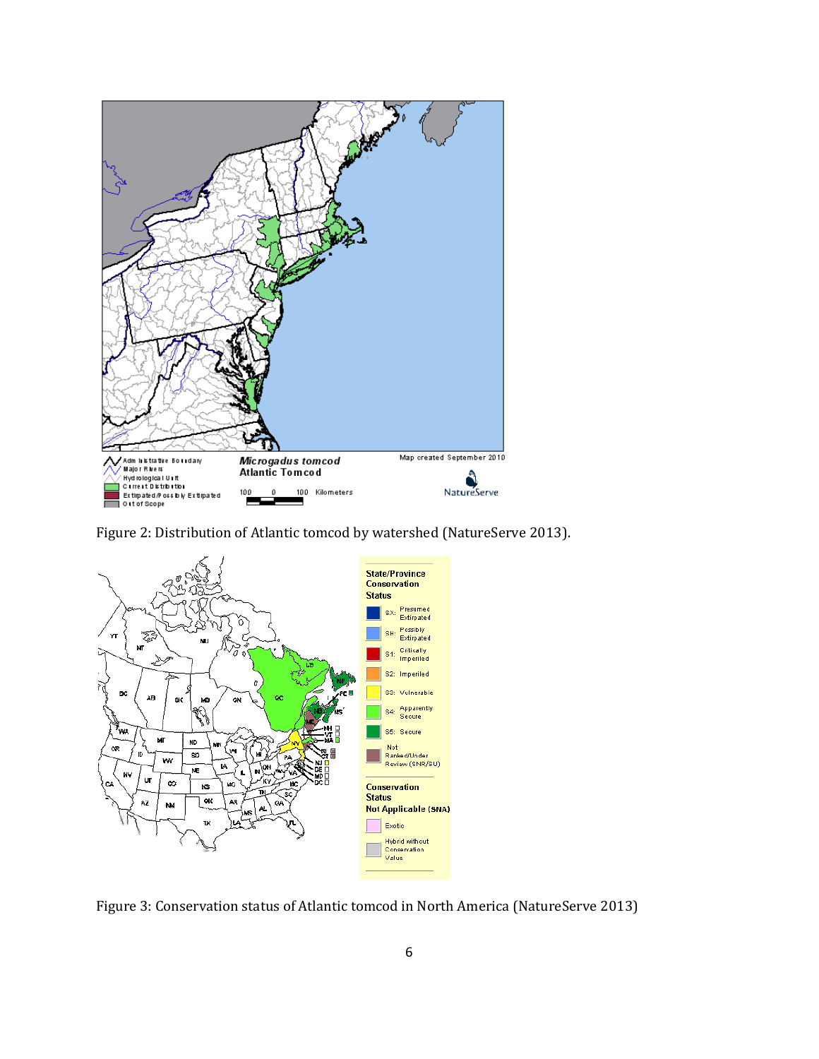Figure 2: Distribution of Atlantic tomcod by watershed (NatureServe 2013).

Figure 3: Conservation status of Atlantic tomcod in North America (NatureServe 2013)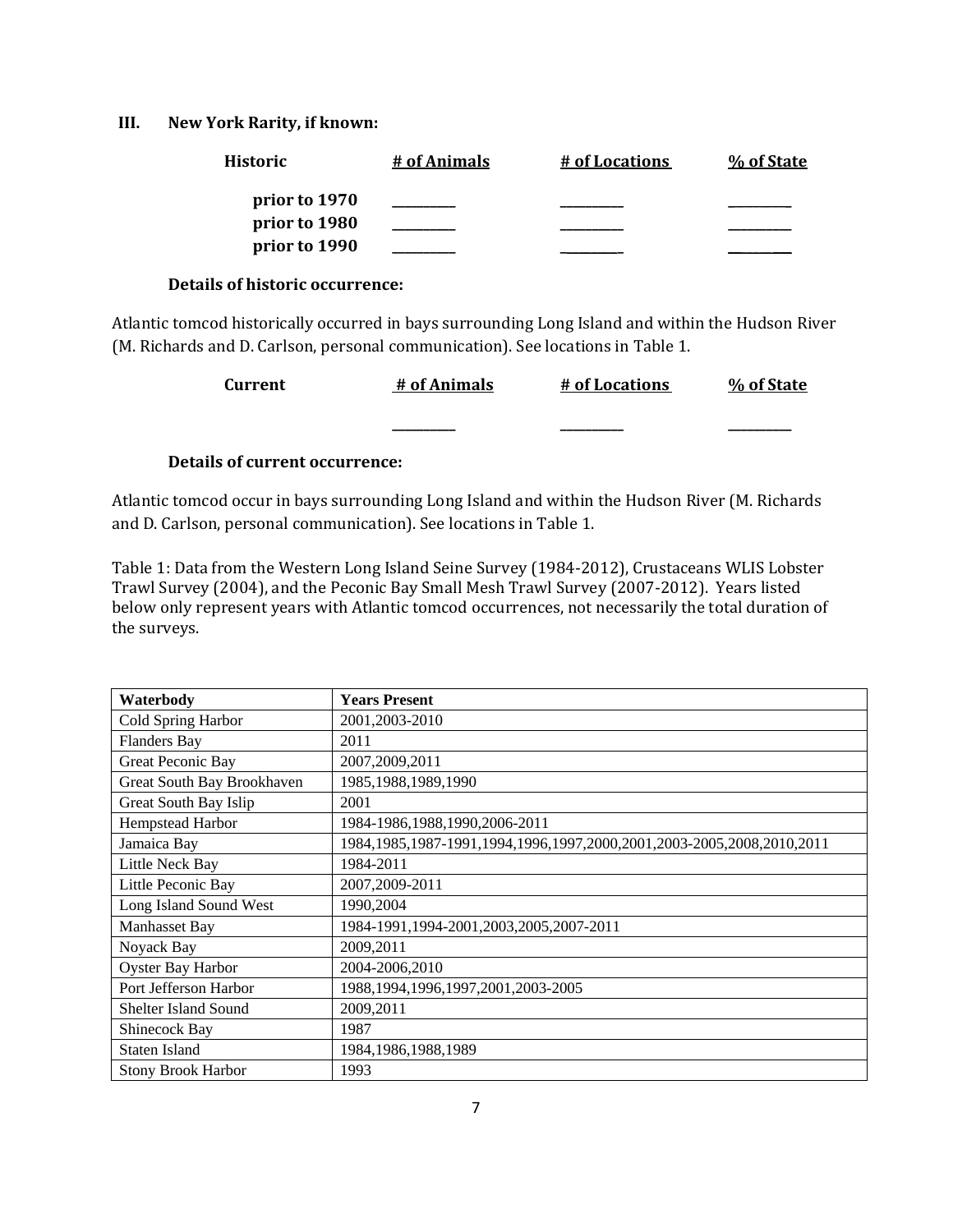### III. New York Rarity, if known:

| Historic | # of Animals | # of Locations | % of State |
|---|---|---|---|
| prior to 1970 | _________ | _________ | _________ |
| prior to 1980 | _________ | _________ | _________ |
| prior to 1990 | _________ | _________ | _________ |

**Details of historic occurrence:**

Atlantic tomcod historically occurred in bays surrounding Long Island and within the Hudson River (M. Richards and D. Carlson, personal communication). See locations in Table 1.

| Current | # of Animals | # of Locations | % of State |
|---|---|---|---|
| | _________ | _________ | _________ |

**Details of current occurrence:**

Atlantic tomcod occur in bays surrounding Long Island and within the Hudson River (M. Richards and D. Carlson, personal communication). See locations in Table 1.

Table 1: Data from the Western Long Island Seine Survey (1984-2012), Crustaceans WLIS Lobster Trawl Survey (2004), and the Peconic Bay Small Mesh Trawl Survey (2007-2012). Years listed below only represent years with Atlantic tomcod occurrences, not necessarily the total duration of the surveys.

| Waterbody | Years Present |
|---|---|
| Cold Spring Harbor | 2001,2003-2010 |
| Flanders Bay | 2011 |
| Great Peconic Bay | 2007,2009,2011 |
| Great South Bay Brookhaven | 1985,1988,1989,1990 |
| Great South Bay Islip | 2001 |
| Hempstead Harbor | 1984-1986,1988,1990,2006-2011 |
| Jamaica Bay | 1984,1985,1987-1991,1994,1996,1997,2000,2001,2003-2005,2008,2010,2011 |
| Little Neck Bay | 1984-2011 |
| Little Peconic Bay | 2007,2009-2011 |
| Long Island Sound West | 1990,2004 |
| Manhasset Bay | 1984-1991,1994-2001,2003,2005,2007-2011 |
| Noyack Bay | 2009,2011 |
| Oyster Bay Harbor | 2004-2006,2010 |
| Port Jefferson Harbor | 1988,1994,1996,1997,2001,2003-2005 |
| Shelter Island Sound | 2009,2011 |
| Shinecock Bay | 1987 |
| Staten Island | 1984,1986,1988,1989 |
| Stony Brook Harbor | 1993 |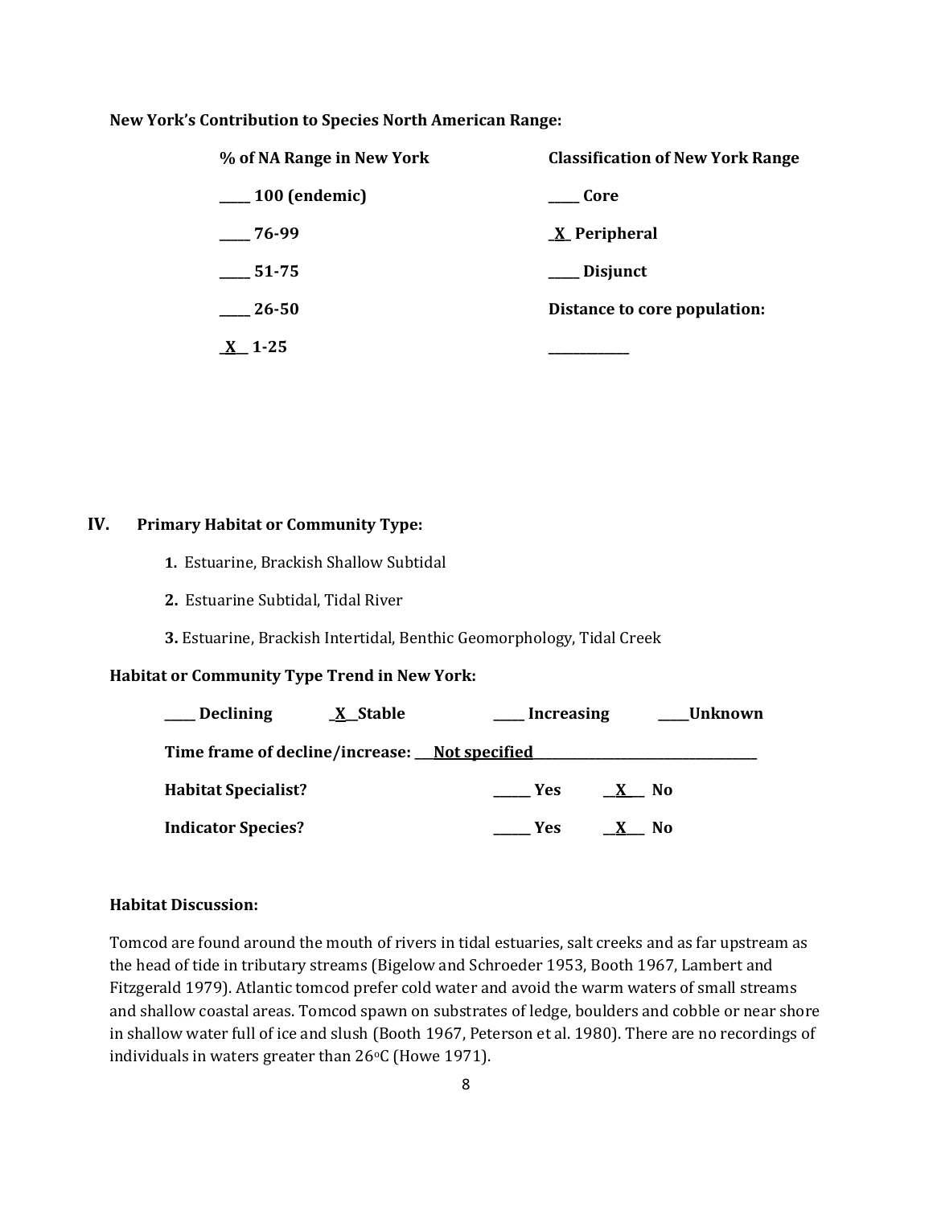**New York's Contribution to Species North American Range:**

| % of NA Range in New York | Classification of New York Range |
| --- | --- |
| _____ 100 (endemic) | _____ Core |
| _____ 76-99 | _X_ Peripheral |
| _____ 51-75 | _____ Disjunct |
| _____ 26-50 | Distance to core population: |
| _X_ 1-25 | _____________ |

## IV. Primary Habitat or Community Type:

1. Estuarine, Brackish Shallow Subtidal
2. Estuarine Subtidal, Tidal River
3. Estuarine, Brackish Intertidal, Benthic Geomorphology, Tidal Creek

**Habitat or Community Type Trend in New York:**

**_____ Declining _X_ Stable _____ Increasing _____ Unknown**

**Time frame of decline/increase:** ___Not specified___

**Habitat Specialist?** _____ Yes _X_ No

**Indicator Species?** _____ Yes _X_ No

**Habitat Discussion:**

Tomcod are found around the mouth of rivers in tidal estuaries, salt creeks and as far upstream as the head of tide in tributary streams (Bigelow and Schroeder 1953, Booth 1967, Lambert and Fitzgerald 1979). Atlantic tomcod prefer cold water and avoid the warm waters of small streams and shallow coastal areas. Tomcod spawn on substrates of ledge, boulders and cobble or near shore in shallow water full of ice and slush (Booth 1967, Peterson et al. 1980). There are no recordings of individuals in waters greater than 26°C (Howe 1971).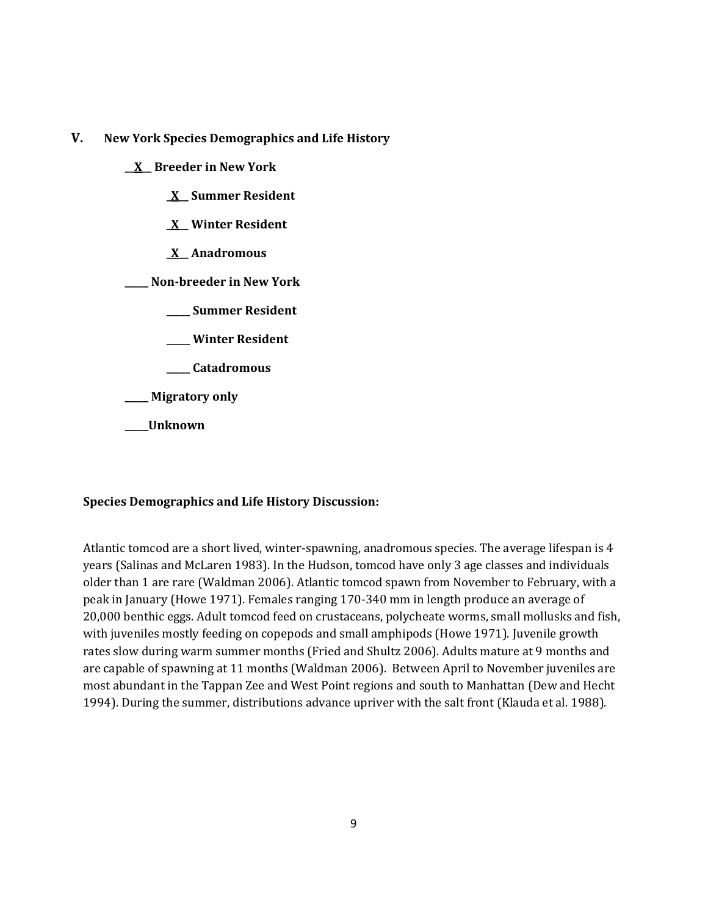## V. New York Species Demographics and Life History

__**X**__ **Breeder in New York**

- _**X**_ **Summer Resident**
- _**X**_ **Winter Resident**
- _**X**_ **Anadromous**

_____ **Non-breeder in New York**

- _____ **Summer Resident**
- _____ **Winter Resident**
- _____ **Catadromous**

_____ **Migratory only**

_____**Unknown**

**Species Demographics and Life History Discussion:**

Atlantic tomcod are a short lived, winter-spawning, anadromous species. The average lifespan is 4 years (Salinas and McLaren 1983). In the Hudson, tomcod have only 3 age classes and individuals older than 1 are rare (Waldman 2006). Atlantic tomcod spawn from November to February, with a peak in January (Howe 1971). Females ranging 170-340 mm in length produce an average of 20,000 benthic eggs. Adult tomcod feed on crustaceans, polycheate worms, small mollusks and fish, with juveniles mostly feeding on copepods and small amphipods (Howe 1971). Juvenile growth rates slow during warm summer months (Fried and Shultz 2006). Adults mature at 9 months and are capable of spawning at 11 months (Waldman 2006). Between April to November juveniles are most abundant in the Tappan Zee and West Point regions and south to Manhattan (Dew and Hecht 1994). During the summer, distributions advance upriver with the salt front (Klauda et al. 1988).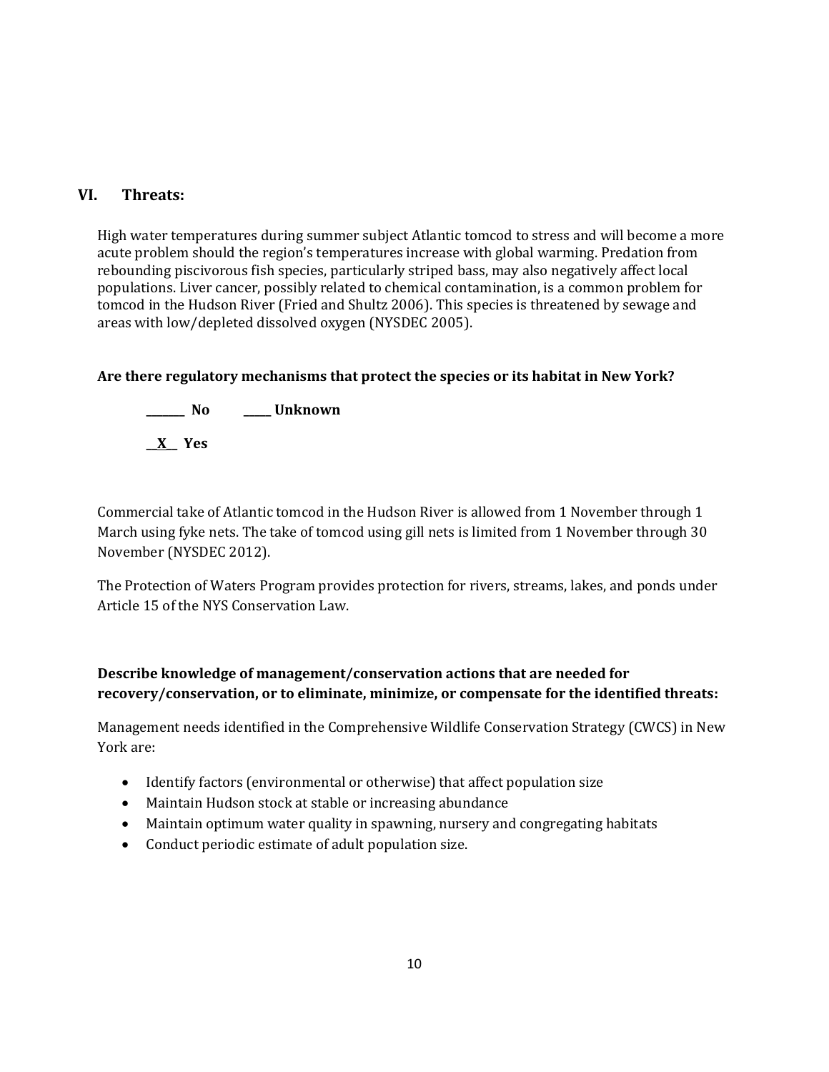## VI. Threats:

High water temperatures during summer subject Atlantic tomcod to stress and will become a more acute problem should the region's temperatures increase with global warming. Predation from rebounding piscivorous fish species, particularly striped bass, may also negatively affect local populations. Liver cancer, possibly related to chemical contamination, is a common problem for tomcod in the Hudson River (Fried and Shultz 2006). This species is threatened by sewage and areas with low/depleted dissolved oxygen (NYSDEC 2005).

**Are there regulatory mechanisms that protect the species or its habitat in New York?**

**_______ No _____ Unknown**

**__X__ Yes**

Commercial take of Atlantic tomcod in the Hudson River is allowed from 1 November through 1 March using fyke nets. The take of tomcod using gill nets is limited from 1 November through 30 November (NYSDEC 2012).

The Protection of Waters Program provides protection for rivers, streams, lakes, and ponds under Article 15 of the NYS Conservation Law.

**Describe knowledge of management/conservation actions that are needed for recovery/conservation, or to eliminate, minimize, or compensate for the identified threats:**

Management needs identified in the Comprehensive Wildlife Conservation Strategy (CWCS) in New York are:

- Identify factors (environmental or otherwise) that affect population size
- Maintain Hudson stock at stable or increasing abundance
- Maintain optimum water quality in spawning, nursery and congregating habitats
- Conduct periodic estimate of adult population size.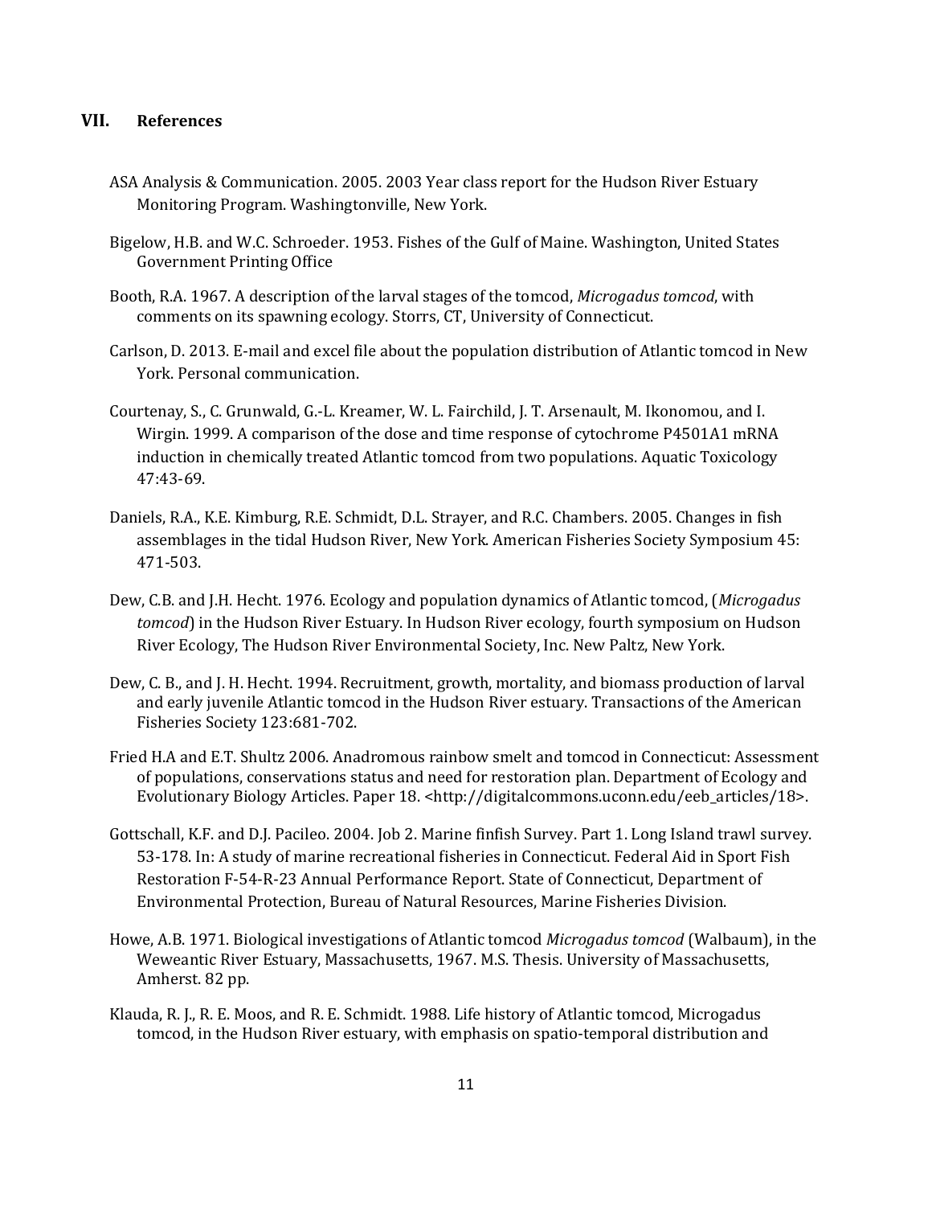## VII. References

ASA Analysis & Communication. 2005. 2003 Year class report for the Hudson River Estuary Monitoring Program. Washingtonville, New York.

Bigelow, H.B. and W.C. Schroeder. 1953. Fishes of the Gulf of Maine. Washington, United States Government Printing Office

Booth, R.A. 1967. A description of the larval stages of the tomcod, *Microgadus tomcod*, with comments on its spawning ecology. Storrs, CT, University of Connecticut.

Carlson, D. 2013. E-mail and excel file about the population distribution of Atlantic tomcod in New York. Personal communication.

Courtenay, S., C. Grunwald, G.-L. Kreamer, W. L. Fairchild, J. T. Arsenault, M. Ikonomou, and I. Wirgin. 1999. A comparison of the dose and time response of cytochrome P4501A1 mRNA induction in chemically treated Atlantic tomcod from two populations. Aquatic Toxicology 47:43-69.

Daniels, R.A., K.E. Kimburg, R.E. Schmidt, D.L. Strayer, and R.C. Chambers. 2005. Changes in fish assemblages in the tidal Hudson River, New York. American Fisheries Society Symposium 45: 471-503.

Dew, C.B. and J.H. Hecht. 1976. Ecology and population dynamics of Atlantic tomcod, (*Microgadus tomcod*) in the Hudson River Estuary. In Hudson River ecology, fourth symposium on Hudson River Ecology, The Hudson River Environmental Society, Inc. New Paltz, New York.

Dew, C. B., and J. H. Hecht. 1994. Recruitment, growth, mortality, and biomass production of larval and early juvenile Atlantic tomcod in the Hudson River estuary. Transactions of the American Fisheries Society 123:681-702.

Fried H.A and E.T. Shultz 2006. Anadromous rainbow smelt and tomcod in Connecticut: Assessment of populations, conservations status and need for restoration plan. Department of Ecology and Evolutionary Biology Articles. Paper 18. <http://digitalcommons.uconn.edu/eeb_articles/18>.

Gottschall, K.F. and D.J. Pacileo. 2004. Job 2. Marine finfish Survey. Part 1. Long Island trawl survey. 53-178. In: A study of marine recreational fisheries in Connecticut. Federal Aid in Sport Fish Restoration F-54-R-23 Annual Performance Report. State of Connecticut, Department of Environmental Protection, Bureau of Natural Resources, Marine Fisheries Division.

Howe, A.B. 1971. Biological investigations of Atlantic tomcod *Microgadus tomcod* (Walbaum), in the Weweantic River Estuary, Massachusetts, 1967. M.S. Thesis. University of Massachusetts, Amherst. 82 pp.

Klauda, R. J., R. E. Moos, and R. E. Schmidt. 1988. Life history of Atlantic tomcod, Microgadus tomcod, in the Hudson River estuary, with emphasis on spatio-temporal distribution and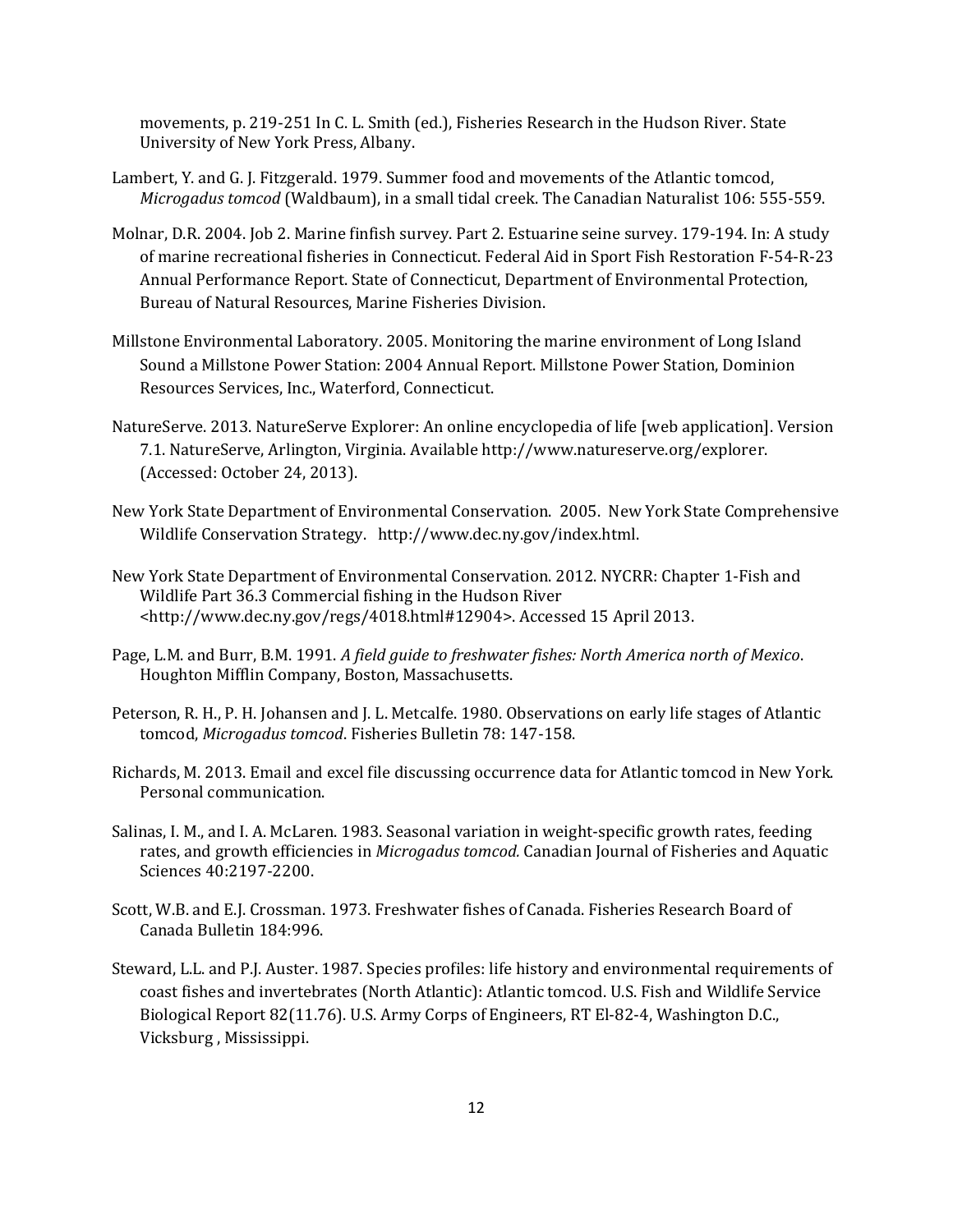movements, p. 219-251 In C. L. Smith (ed.), Fisheries Research in the Hudson River. State University of New York Press, Albany.

Lambert, Y. and G. J. Fitzgerald. 1979. Summer food and movements of the Atlantic tomcod, *Microgadus tomcod* (Waldbaum), in a small tidal creek. The Canadian Naturalist 106: 555-559.

Molnar, D.R. 2004. Job 2. Marine finfish survey. Part 2. Estuarine seine survey. 179-194. In: A study of marine recreational fisheries in Connecticut. Federal Aid in Sport Fish Restoration F-54-R-23 Annual Performance Report. State of Connecticut, Department of Environmental Protection, Bureau of Natural Resources, Marine Fisheries Division.

Millstone Environmental Laboratory. 2005. Monitoring the marine environment of Long Island Sound a Millstone Power Station: 2004 Annual Report. Millstone Power Station, Dominion Resources Services, Inc., Waterford, Connecticut.

NatureServe. 2013. NatureServe Explorer: An online encyclopedia of life [web application]. Version 7.1. NatureServe, Arlington, Virginia. Available http://www.natureserve.org/explorer. (Accessed: October 24, 2013).

New York State Department of Environmental Conservation. 2005. New York State Comprehensive Wildlife Conservation Strategy. http://www.dec.ny.gov/index.html.

New York State Department of Environmental Conservation. 2012. NYCRR: Chapter 1-Fish and Wildlife Part 36.3 Commercial fishing in the Hudson River <http://www.dec.ny.gov/regs/4018.html#12904>. Accessed 15 April 2013.

Page, L.M. and Burr, B.M. 1991. *A field guide to freshwater fishes: North America north of Mexico*. Houghton Mifflin Company, Boston, Massachusetts.

Peterson, R. H., P. H. Johansen and J. L. Metcalfe. 1980. Observations on early life stages of Atlantic tomcod, *Microgadus tomcod*. Fisheries Bulletin 78: 147-158.

Richards, M. 2013. Email and excel file discussing occurrence data for Atlantic tomcod in New York. Personal communication.

Salinas, I. M., and I. A. McLaren. 1983. Seasonal variation in weight-specific growth rates, feeding rates, and growth efficiencies in *Microgadus tomcod.* Canadian Journal of Fisheries and Aquatic Sciences 40:2197-2200.

Scott, W.B. and E.J. Crossman. 1973. Freshwater fishes of Canada. Fisheries Research Board of Canada Bulletin 184:996.

Steward, L.L. and P.J. Auster. 1987. Species profiles: life history and environmental requirements of coast fishes and invertebrates (North Atlantic): Atlantic tomcod. U.S. Fish and Wildlife Service Biological Report 82(11.76). U.S. Army Corps of Engineers, RT El-82-4, Washington D.C., Vicksburg , Mississippi.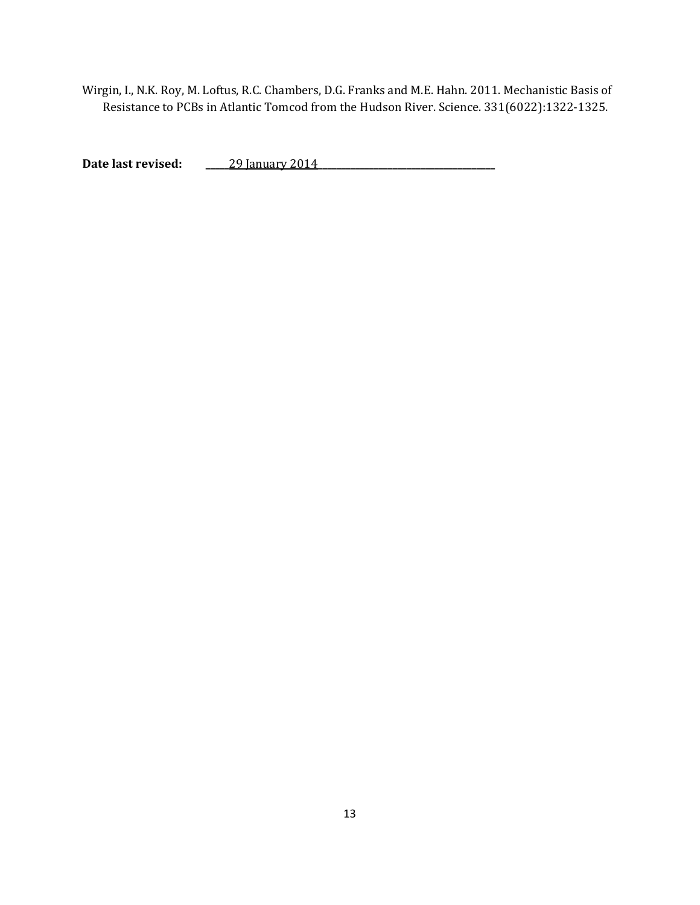Wirgin, I., N.K. Roy, M. Loftus, R.C. Chambers, D.G. Franks and M.E. Hahn. 2011. Mechanistic Basis of Resistance to PCBs in Atlantic Tomcod from the Hudson River. Science. 331(6022):1322-1325.

**Date last revised:** 29 January 2014